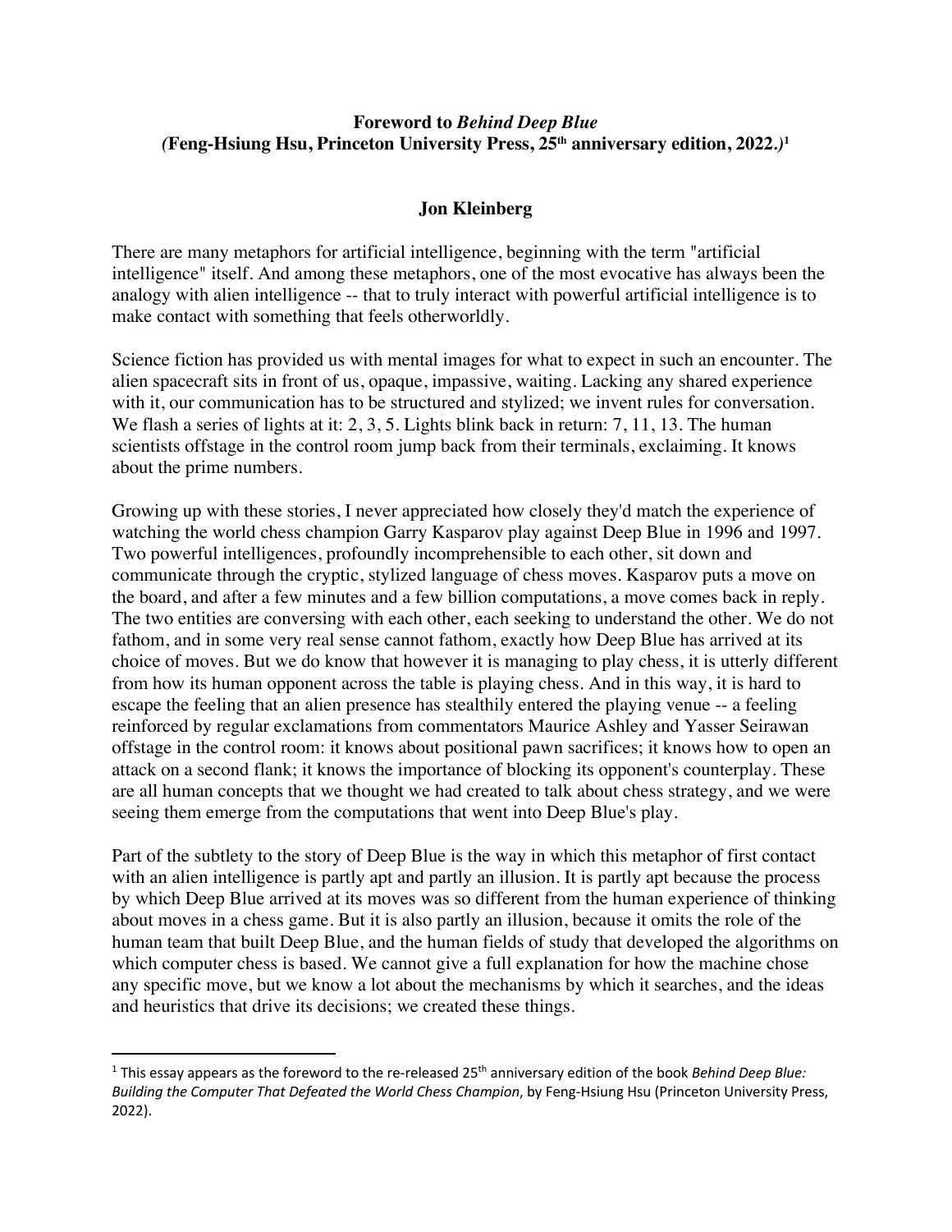**Foreword to *Behind Deep Blue***
**(*Feng-Hsiung Hsu, Princeton University Press, 25th anniversary edition, 2022.*)[1]**

**Jon Kleinberg**

There are many metaphors for artificial intelligence, beginning with the term "artificial intelligence" itself. And among these metaphors, one of the most evocative has always been the analogy with alien intelligence -- that to truly interact with powerful artificial intelligence is to make contact with something that feels otherworldly.

Science fiction has provided us with mental images for what to expect in such an encounter. The alien spacecraft sits in front of us, opaque, impassive, waiting. Lacking any shared experience with it, our communication has to be structured and stylized; we invent rules for conversation. We flash a series of lights at it: 2, 3, 5. Lights blink back in return: 7, 11, 13. The human scientists offstage in the control room jump back from their terminals, exclaiming. It knows about the prime numbers.

Growing up with these stories, I never appreciated how closely they'd match the experience of watching the world chess champion Garry Kasparov play against Deep Blue in 1996 and 1997. Two powerful intelligences, profoundly incomprehensible to each other, sit down and communicate through the cryptic, stylized language of chess moves. Kasparov puts a move on the board, and after a few minutes and a few billion computations, a move comes back in reply. The two entities are conversing with each other, each seeking to understand the other. We do not fathom, and in some very real sense cannot fathom, exactly how Deep Blue has arrived at its choice of moves. But we do know that however it is managing to play chess, it is utterly different from how its human opponent across the table is playing chess. And in this way, it is hard to escape the feeling that an alien presence has stealthily entered the playing venue -- a feeling reinforced by regular exclamations from commentators Maurice Ashley and Yasser Seirawan offstage in the control room: it knows about positional pawn sacrifices; it knows how to open an attack on a second flank; it knows the importance of blocking its opponent's counterplay. These are all human concepts that we thought we had created to talk about chess strategy, and we were seeing them emerge from the computations that went into Deep Blue's play.

Part of the subtlety to the story of Deep Blue is the way in which this metaphor of first contact with an alien intelligence is partly apt and partly an illusion. It is partly apt because the process by which Deep Blue arrived at its moves was so different from the human experience of thinking about moves in a chess game. But it is also partly an illusion, because it omits the role of the human team that built Deep Blue, and the human fields of study that developed the algorithms on which computer chess is based. We cannot give a full explanation for how the machine chose any specific move, but we know a lot about the mechanisms by which it searches, and the ideas and heuristics that drive its decisions; we created these things.

---

[1] This essay appears as the foreword to the re-released 25th anniversary edition of the book *Behind Deep Blue: Building the Computer That Defeated the World Chess Champion*, by Feng-Hsiung Hsu (Princeton University Press, 2022).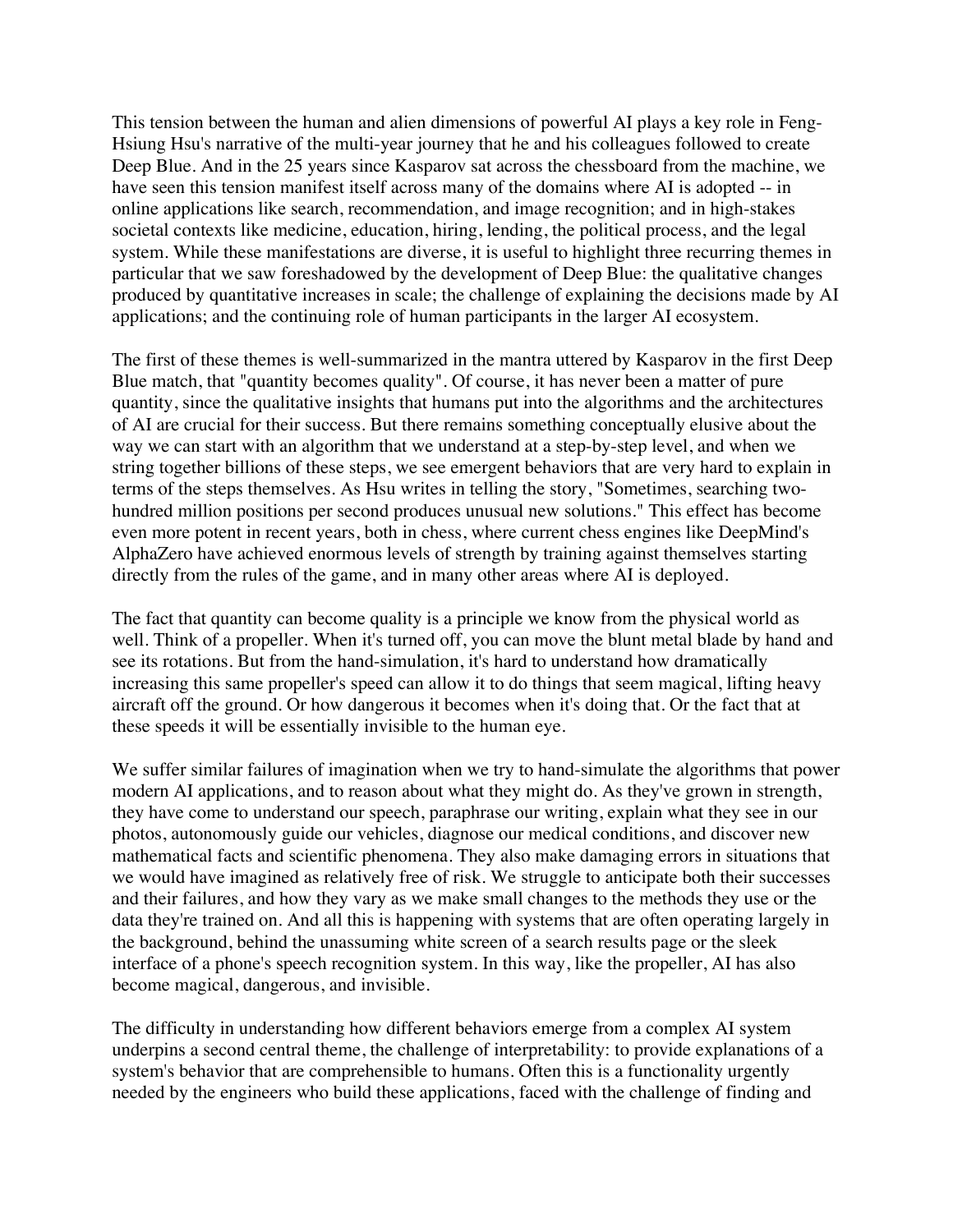This tension between the human and alien dimensions of powerful AI plays a key role in Feng-Hsiung Hsu's narrative of the multi-year journey that he and his colleagues followed to create Deep Blue. And in the 25 years since Kasparov sat across the chessboard from the machine, we have seen this tension manifest itself across many of the domains where AI is adopted -- in online applications like search, recommendation, and image recognition; and in high-stakes societal contexts like medicine, education, hiring, lending, the political process, and the legal system. While these manifestations are diverse, it is useful to highlight three recurring themes in particular that we saw foreshadowed by the development of Deep Blue: the qualitative changes produced by quantitative increases in scale; the challenge of explaining the decisions made by AI applications; and the continuing role of human participants in the larger AI ecosystem.

The first of these themes is well-summarized in the mantra uttered by Kasparov in the first Deep Blue match, that "quantity becomes quality". Of course, it has never been a matter of pure quantity, since the qualitative insights that humans put into the algorithms and the architectures of AI are crucial for their success. But there remains something conceptually elusive about the way we can start with an algorithm that we understand at a step-by-step level, and when we string together billions of these steps, we see emergent behaviors that are very hard to explain in terms of the steps themselves. As Hsu writes in telling the story, "Sometimes, searching two-hundred million positions per second produces unusual new solutions." This effect has become even more potent in recent years, both in chess, where current chess engines like DeepMind's AlphaZero have achieved enormous levels of strength by training against themselves starting directly from the rules of the game, and in many other areas where AI is deployed.

The fact that quantity can become quality is a principle we know from the physical world as well. Think of a propeller. When it's turned off, you can move the blunt metal blade by hand and see its rotations. But from the hand-simulation, it's hard to understand how dramatically increasing this same propeller's speed can allow it to do things that seem magical, lifting heavy aircraft off the ground. Or how dangerous it becomes when it's doing that. Or the fact that at these speeds it will be essentially invisible to the human eye.

We suffer similar failures of imagination when we try to hand-simulate the algorithms that power modern AI applications, and to reason about what they might do. As they've grown in strength, they have come to understand our speech, paraphrase our writing, explain what they see in our photos, autonomously guide our vehicles, diagnose our medical conditions, and discover new mathematical facts and scientific phenomena. They also make damaging errors in situations that we would have imagined as relatively free of risk. We struggle to anticipate both their successes and their failures, and how they vary as we make small changes to the methods they use or the data they're trained on. And all this is happening with systems that are often operating largely in the background, behind the unassuming white screen of a search results page or the sleek interface of a phone's speech recognition system. In this way, like the propeller, AI has also become magical, dangerous, and invisible.

The difficulty in understanding how different behaviors emerge from a complex AI system underpins a second central theme, the challenge of interpretability: to provide explanations of a system's behavior that are comprehensible to humans. Often this is a functionality urgently needed by the engineers who build these applications, faced with the challenge of finding and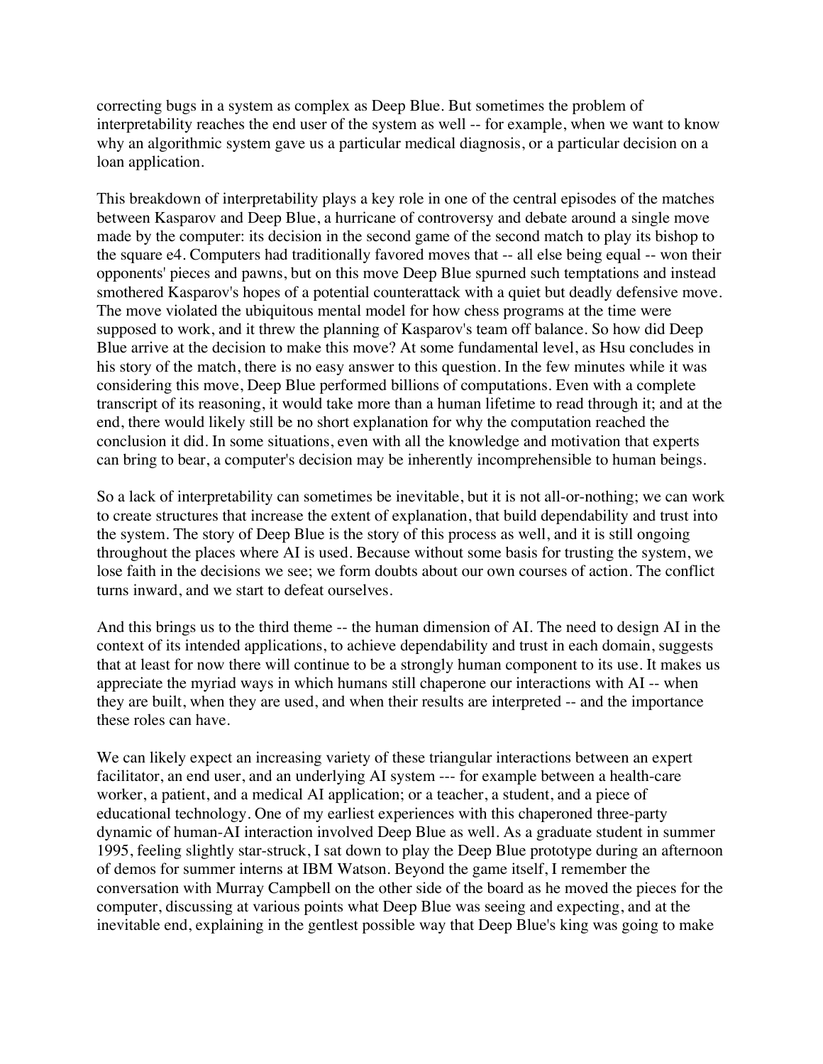correcting bugs in a system as complex as Deep Blue. But sometimes the problem of interpretability reaches the end user of the system as well -- for example, when we want to know why an algorithmic system gave us a particular medical diagnosis, or a particular decision on a loan application.

This breakdown of interpretability plays a key role in one of the central episodes of the matches between Kasparov and Deep Blue, a hurricane of controversy and debate around a single move made by the computer: its decision in the second game of the second match to play its bishop to the square e4. Computers had traditionally favored moves that -- all else being equal -- won their opponents' pieces and pawns, but on this move Deep Blue spurned such temptations and instead smothered Kasparov's hopes of a potential counterattack with a quiet but deadly defensive move. The move violated the ubiquitous mental model for how chess programs at the time were supposed to work, and it threw the planning of Kasparov's team off balance. So how did Deep Blue arrive at the decision to make this move? At some fundamental level, as Hsu concludes in his story of the match, there is no easy answer to this question. In the few minutes while it was considering this move, Deep Blue performed billions of computations. Even with a complete transcript of its reasoning, it would take more than a human lifetime to read through it; and at the end, there would likely still be no short explanation for why the computation reached the conclusion it did. In some situations, even with all the knowledge and motivation that experts can bring to bear, a computer's decision may be inherently incomprehensible to human beings.

So a lack of interpretability can sometimes be inevitable, but it is not all-or-nothing; we can work to create structures that increase the extent of explanation, that build dependability and trust into the system. The story of Deep Blue is the story of this process as well, and it is still ongoing throughout the places where AI is used. Because without some basis for trusting the system, we lose faith in the decisions we see; we form doubts about our own courses of action. The conflict turns inward, and we start to defeat ourselves.

And this brings us to the third theme -- the human dimension of AI. The need to design AI in the context of its intended applications, to achieve dependability and trust in each domain, suggests that at least for now there will continue to be a strongly human component to its use. It makes us appreciate the myriad ways in which humans still chaperone our interactions with AI -- when they are built, when they are used, and when their results are interpreted -- and the importance these roles can have.

We can likely expect an increasing variety of these triangular interactions between an expert facilitator, an end user, and an underlying AI system --- for example between a health-care worker, a patient, and a medical AI application; or a teacher, a student, and a piece of educational technology. One of my earliest experiences with this chaperoned three-party dynamic of human-AI interaction involved Deep Blue as well. As a graduate student in summer 1995, feeling slightly star-struck, I sat down to play the Deep Blue prototype during an afternoon of demos for summer interns at IBM Watson. Beyond the game itself, I remember the conversation with Murray Campbell on the other side of the board as he moved the pieces for the computer, discussing at various points what Deep Blue was seeing and expecting, and at the inevitable end, explaining in the gentlest possible way that Deep Blue's king was going to make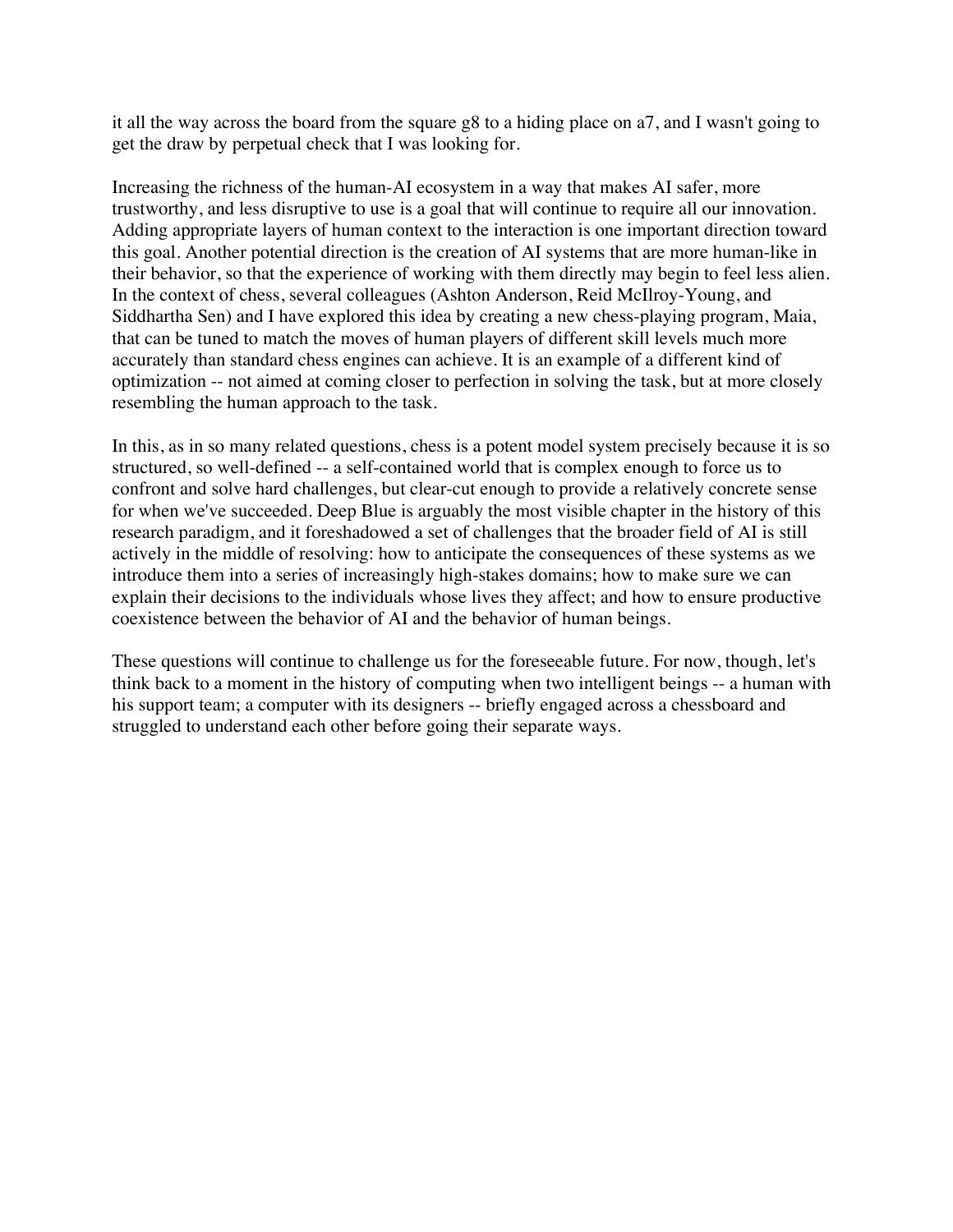it all the way across the board from the square g8 to a hiding place on a7, and I wasn't going to get the draw by perpetual check that I was looking for.

Increasing the richness of the human-AI ecosystem in a way that makes AI safer, more trustworthy, and less disruptive to use is a goal that will continue to require all our innovation. Adding appropriate layers of human context to the interaction is one important direction toward this goal. Another potential direction is the creation of AI systems that are more human-like in their behavior, so that the experience of working with them directly may begin to feel less alien. In the context of chess, several colleagues (Ashton Anderson, Reid McIlroy-Young, and Siddhartha Sen) and I have explored this idea by creating a new chess-playing program, Maia, that can be tuned to match the moves of human players of different skill levels much more accurately than standard chess engines can achieve. It is an example of a different kind of optimization -- not aimed at coming closer to perfection in solving the task, but at more closely resembling the human approach to the task.

In this, as in so many related questions, chess is a potent model system precisely because it is so structured, so well-defined -- a self-contained world that is complex enough to force us to confront and solve hard challenges, but clear-cut enough to provide a relatively concrete sense for when we've succeeded. Deep Blue is arguably the most visible chapter in the history of this research paradigm, and it foreshadowed a set of challenges that the broader field of AI is still actively in the middle of resolving: how to anticipate the consequences of these systems as we introduce them into a series of increasingly high-stakes domains; how to make sure we can explain their decisions to the individuals whose lives they affect; and how to ensure productive coexistence between the behavior of AI and the behavior of human beings.

These questions will continue to challenge us for the foreseeable future. For now, though, let's think back to a moment in the history of computing when two intelligent beings -- a human with his support team; a computer with its designers -- briefly engaged across a chessboard and struggled to understand each other before going their separate ways.